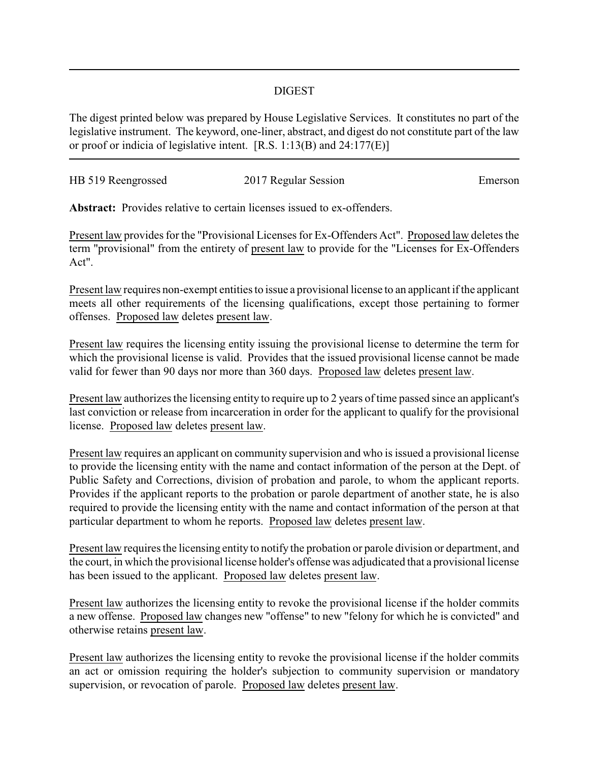## DIGEST

The digest printed below was prepared by House Legislative Services. It constitutes no part of the legislative instrument. The keyword, one-liner, abstract, and digest do not constitute part of the law or proof or indicia of legislative intent. [R.S. 1:13(B) and 24:177(E)]

HB 519 Reengrossed 2017 Regular Session Emerson

**Abstract:** Provides relative to certain licenses issued to ex-offenders.

Present law provides for the "Provisional Licenses for Ex-Offenders Act". Proposed law deletes the term "provisional" from the entirety of present law to provide for the "Licenses for Ex-Offenders Act".

Present law requires non-exempt entities to issue a provisional license to an applicant if the applicant meets all other requirements of the licensing qualifications, except those pertaining to former offenses. Proposed law deletes present law.

Present law requires the licensing entity issuing the provisional license to determine the term for which the provisional license is valid. Provides that the issued provisional license cannot be made valid for fewer than 90 days nor more than 360 days. Proposed law deletes present law.

Present law authorizes the licensing entity to require up to 2 years of time passed since an applicant's last conviction or release from incarceration in order for the applicant to qualify for the provisional license. Proposed law deletes present law.

Present law requires an applicant on community supervision and who is issued a provisional license to provide the licensing entity with the name and contact information of the person at the Dept. of Public Safety and Corrections, division of probation and parole, to whom the applicant reports. Provides if the applicant reports to the probation or parole department of another state, he is also required to provide the licensing entity with the name and contact information of the person at that particular department to whom he reports. Proposed law deletes present law.

Present law requires the licensing entity to notify the probation or parole division or department, and the court, in which the provisional license holder's offense was adjudicated that a provisional license has been issued to the applicant. Proposed law deletes present law.

Present law authorizes the licensing entity to revoke the provisional license if the holder commits a new offense. Proposed law changes new "offense" to new "felony for which he is convicted" and otherwise retains present law.

Present law authorizes the licensing entity to revoke the provisional license if the holder commits an act or omission requiring the holder's subjection to community supervision or mandatory supervision, or revocation of parole. Proposed law deletes present law.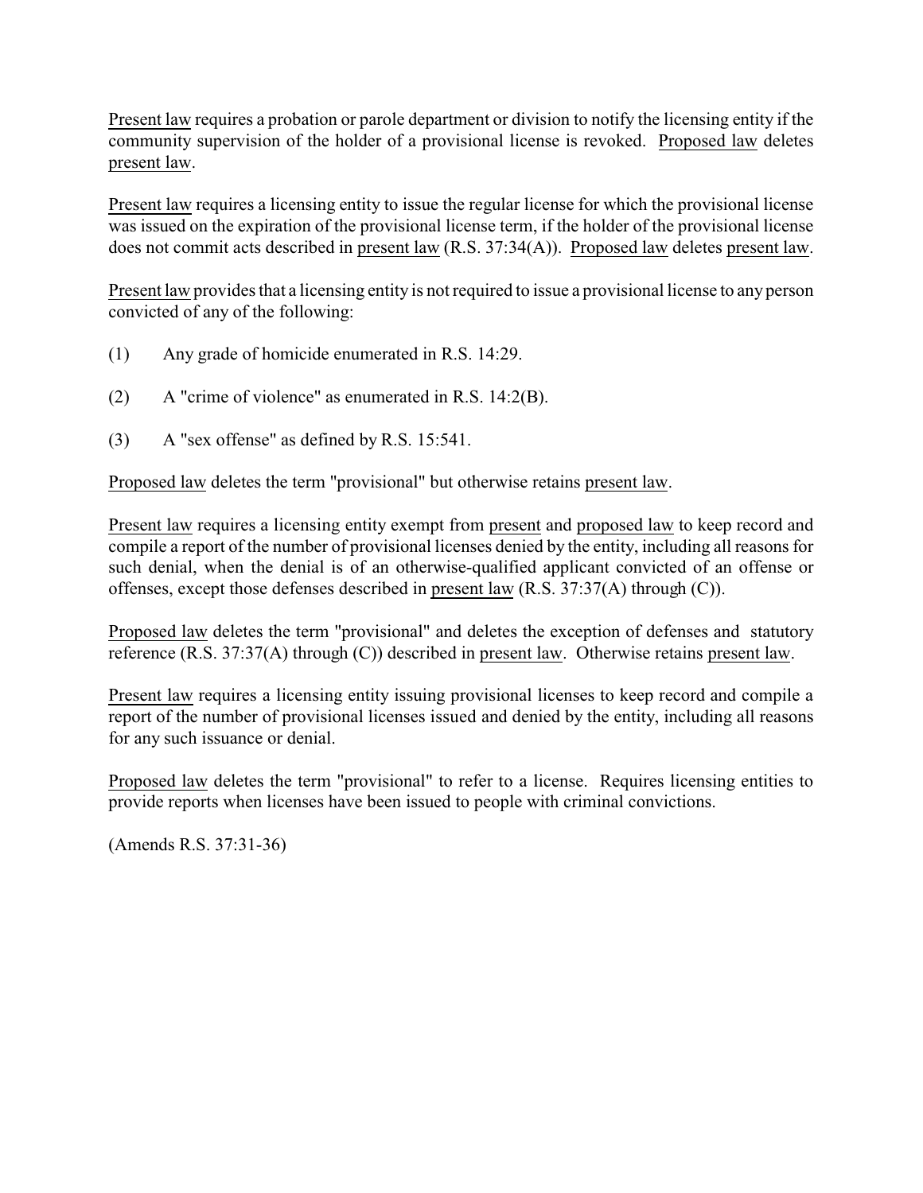Present law requires a probation or parole department or division to notify the licensing entity if the community supervision of the holder of a provisional license is revoked. Proposed law deletes present law.

Present law requires a licensing entity to issue the regular license for which the provisional license was issued on the expiration of the provisional license term, if the holder of the provisional license does not commit acts described in present law (R.S. 37:34(A)). Proposed law deletes present law.

Present law provides that a licensing entity is not required to issue a provisional license to any person convicted of any of the following:

(1) Any grade of homicide enumerated in R.S. 14:29.

(2) A "crime of violence" as enumerated in R.S. 14:2(B).

(3) A "sex offense" as defined by R.S. 15:541.

Proposed law deletes the term "provisional" but otherwise retains present law.

Present law requires a licensing entity exempt from present and proposed law to keep record and compile a report of the number of provisional licenses denied by the entity, including all reasons for such denial, when the denial is of an otherwise-qualified applicant convicted of an offense or offenses, except those defenses described in present law (R.S. 37:37(A) through (C)).

Proposed law deletes the term "provisional" and deletes the exception of defenses and statutory reference (R.S. 37:37(A) through (C)) described in present law. Otherwise retains present law.

Present law requires a licensing entity issuing provisional licenses to keep record and compile a report of the number of provisional licenses issued and denied by the entity, including all reasons for any such issuance or denial.

Proposed law deletes the term "provisional" to refer to a license. Requires licensing entities to provide reports when licenses have been issued to people with criminal convictions.

(Amends R.S. 37:31-36)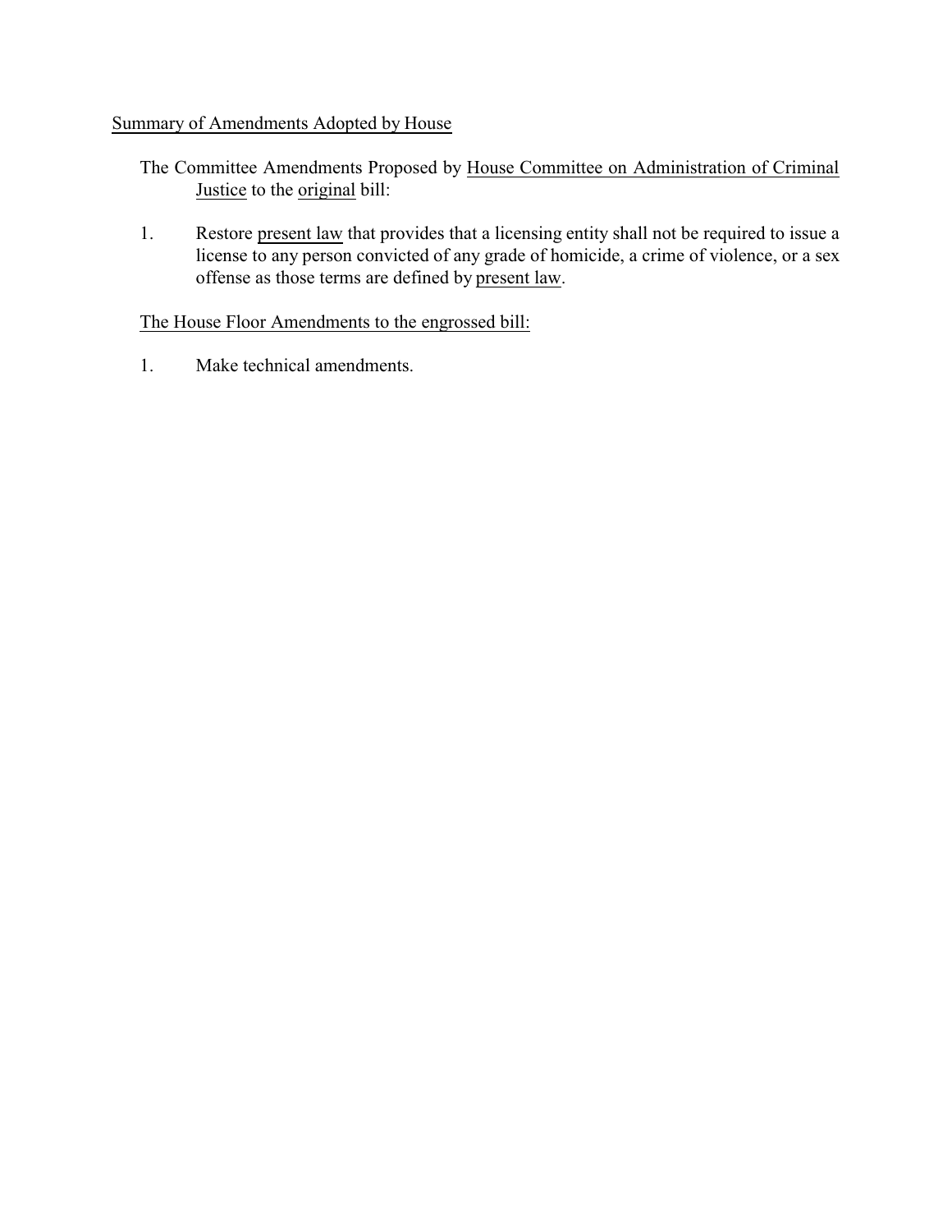Summary of Amendments Adopted by House

The Committee Amendments Proposed by House Committee on Administration of Criminal Justice to the original bill:

1. Restore present law that provides that a licensing entity shall not be required to issue a license to any person convicted of any grade of homicide, a crime of violence, or a sex offense as those terms are defined by present law.

The House Floor Amendments to the engrossed bill:

1. Make technical amendments.